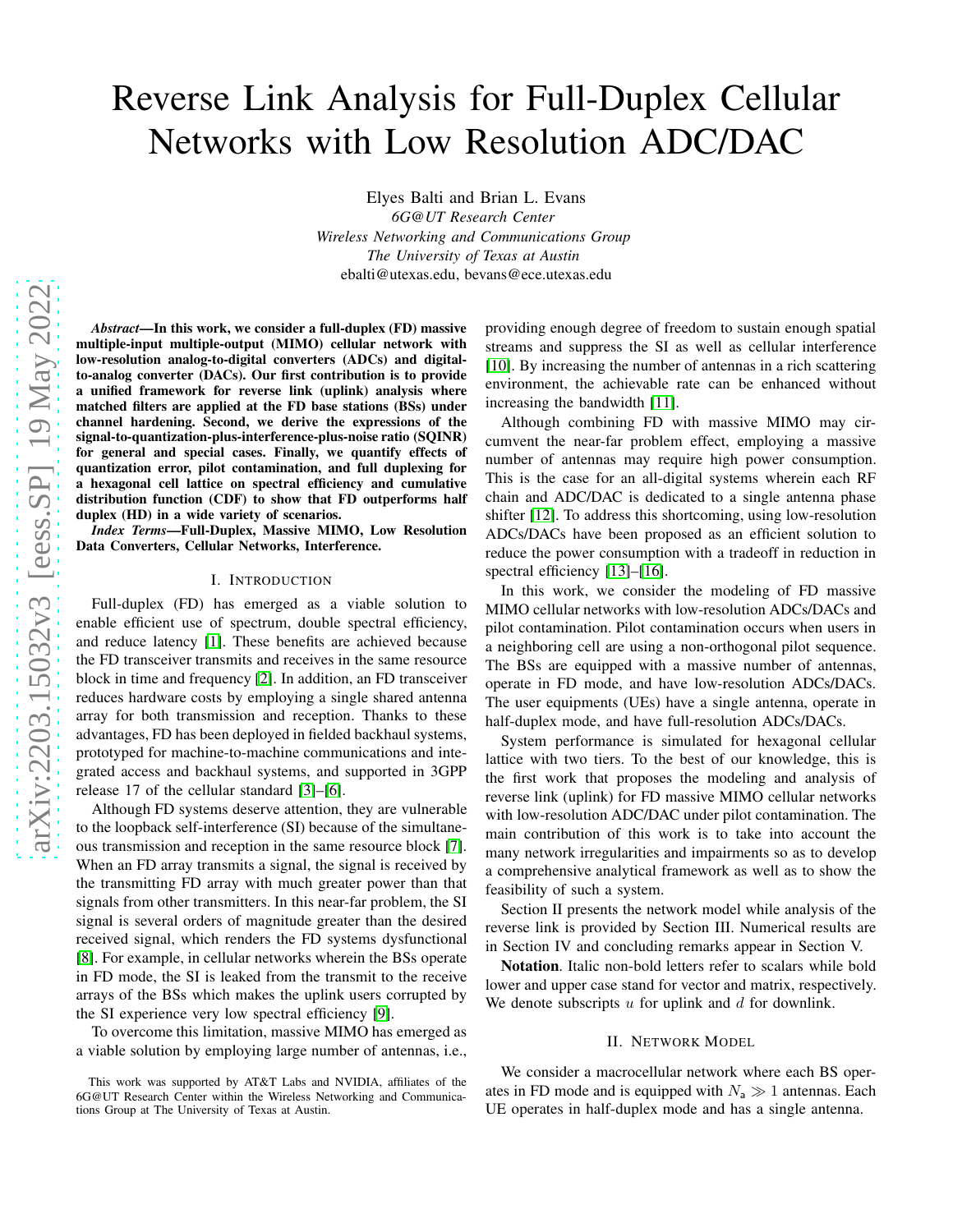# Reverse Link Analysis for Full-Duplex Cellular Networks with Low Resolution ADC/DAC

Elyes Balti and Brian L. Evans

*6G@UT Research Center*
*Wireless Networking and Communications Group*
*The University of Texas at Austin*
ebalti@utexas.edu, bevans@ece.utexas.edu

***Abstract*—In this work, we consider a full-duplex (FD) massive multiple-input multiple-output (MIMO) cellular network with low-resolution analog-to-digital converters (ADCs) and digital-to-analog converter (DACs). Our first contribution is to provide a unified framework for reverse link (uplink) analysis where matched filters are applied at the FD base stations (BSs) under channel hardening. Second, we derive the expressions of the signal-to-quantization-plus-interference-plus-noise ratio (SQINR) for general and special cases. Finally, we quantify effects of quantization error, pilot contamination, and full duplexing for a hexagonal cell lattice on spectral efficiency and cumulative distribution function (CDF) to show that FD outperforms half duplex (HD) in a wide variety of scenarios.**

***Index Terms*—Full-Duplex, Massive MIMO, Low Resolution Data Converters, Cellular Networks, Interference.**

## I. Introduction

Full-duplex (FD) has emerged as a viable solution to enable efficient use of spectrum, double spectral efficiency, and reduce latency [1]. These benefits are achieved because the FD transceiver transmits and receives in the same resource block in time and frequency [2]. In addition, an FD transceiver reduces hardware costs by employing a single shared antenna array for both transmission and reception. Thanks to these advantages, FD has been deployed in fielded backhaul systems, prototyped for machine-to-machine communications and integrated access and backhaul systems, and supported in 3GPP release 17 of the cellular standard [3]–[6].

Although FD systems deserve attention, they are vulnerable to the loopback self-interference (SI) because of the simultaneous transmission and reception in the same resource block [7]. When an FD array transmits a signal, the signal is received by the transmitting FD array with much greater power than that signals from other transmitters. In this near-far problem, the SI signal is several orders of magnitude greater than the desired received signal, which renders the FD systems dysfunctional [8]. For example, in cellular networks wherein the BSs operate in FD mode, the SI is leaked from the transmit to the receive arrays of the BSs which makes the uplink users corrupted by the SI experience very low spectral efficiency [9].

To overcome this limitation, massive MIMO has emerged as a viable solution by employing large number of antennas, i.e., providing enough degree of freedom to sustain enough spatial streams and suppress the SI as well as cellular interference [10]. By increasing the number of antennas in a rich scattering environment, the achievable rate can be enhanced without increasing the bandwidth [11].

Although combining FD with massive MIMO may circumvent the near-far problem effect, employing a massive number of antennas may require high power consumption. This is the case for an all-digital systems wherein each RF chain and ADC/DAC is dedicated to a single antenna phase shifter [12]. To address this shortcoming, using low-resolution ADCs/DACs have been proposed as an efficient solution to reduce the power consumption with a tradeoff in reduction in spectral efficiency [13]–[16].

In this work, we consider the modeling of FD massive MIMO cellular networks with low-resolution ADCs/DACs and pilot contamination. Pilot contamination occurs when users in a neighboring cell are using a non-orthogonal pilot sequence. The BSs are equipped with a massive number of antennas, operate in FD mode, and have low-resolution ADCs/DACs. The user equipments (UEs) have a single antenna, operate in half-duplex mode, and have full-resolution ADCs/DACs.

System performance is simulated for hexagonal cellular lattice with two tiers. To the best of our knowledge, this is the first work that proposes the modeling and analysis of reverse link (uplink) for FD massive MIMO cellular networks with low-resolution ADC/DAC under pilot contamination. The main contribution of this work is to take into account the many network irregularities and impairments so as to develop a comprehensive analytical framework as well as to show the feasibility of such a system.

Section II presents the network model while analysis of the reverse link is provided by Section III. Numerical results are in Section IV and concluding remarks appear in Section V.

**Notation**. Italic non-bold letters refer to scalars while bold lower and upper case stand for vector and matrix, respectively. We denote subscripts $u$ for uplink and $d$ for downlink.

## II. Network Model

We consider a macrocellular network where each BS operates in FD mode and is equipped with $N_{\mathsf{a}} \gg 1$ antennas. Each UE operates in half-duplex mode and has a single antenna.

This work was supported by AT&T Labs and NVIDIA, affiliates of the 6G@UT Research Center within the Wireless Networking and Communications Group at The University of Texas at Austin.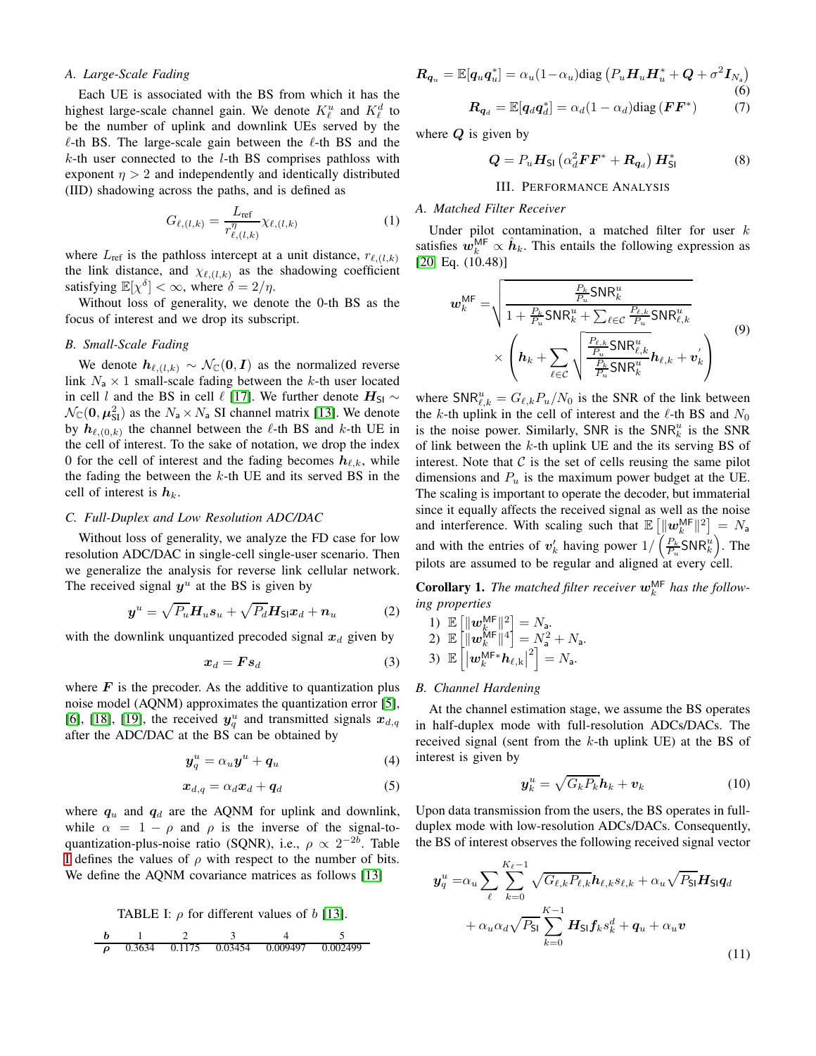### A. Large-Scale Fading

Each UE is associated with the BS from which it has the highest large-scale channel gain. We denote $K^u_\ell$ and $K^d_\ell$ to be the number of uplink and downlink UEs served by the $\ell$-th BS. The large-scale gain between the $\ell$-th BS and the $k$-th user connected to the $l$-th BS comprises pathloss with exponent $\eta > 2$ and independently and identically distributed (IID) shadowing across the paths, and is defined as

$$G_{\ell,(l,k)} = \frac{L_{\text{ref}}}{r^{\eta}_{\ell,(l,k)}} \chi_{\ell,(l,k)} \tag{1}$$

where $L_{\text{ref}}$ is the pathloss intercept at a unit distance, $r_{\ell,(l,k)}$ the link distance, and $\chi_{\ell,(l,k)}$ as the shadowing coefficient satisfying $\mathbb{E}[\chi^{\delta}] < \infty$, where $\delta = 2/\eta$.

Without loss of generality, we denote the 0-th BS as the focus of interest and we drop its subscript.

### B. Small-Scale Fading

We denote $\boldsymbol{h}_{\ell,(l,k)} \sim \mathcal{N}_{\mathbb{C}}(\boldsymbol{0}, \boldsymbol{I})$ as the normalized reverse link $N_{\mathsf{a}} \times 1$ small-scale fading between the $k$-th user located in cell $l$ and the BS in cell $\ell$ [17]. We further denote $\boldsymbol{H}_{\mathsf{SI}} \sim \mathcal{N}_{\mathbb{C}}(\boldsymbol{0}, \boldsymbol{\mu}^2_{\mathsf{SI}})$ as the $N_{\mathsf{a}} \times N_{\mathsf{a}}$ SI channel matrix [13]. We denote by $\boldsymbol{h}_{\ell,(0,k)}$ the channel between the $\ell$-th BS and $k$-th UE in the cell of interest. To the sake of notation, we drop the index 0 for the cell of interest and the fading becomes $\boldsymbol{h}_{\ell,k}$, while the fading the between the $k$-th UE and its served BS in the cell of interest is $\boldsymbol{h}_k$.

### C. Full-Duplex and Low Resolution ADC/DAC

Without loss of generality, we analyze the FD case for low resolution ADC/DAC in single-cell single-user scenario. Then we generalize the analysis for reverse link cellular network. The received signal $\boldsymbol{y}^u$ at the BS is given by

$$\boldsymbol{y}^u = \sqrt{P_u}\boldsymbol{H}_u \boldsymbol{s}_u + \sqrt{P_d}\boldsymbol{H}_{\mathsf{SI}}\boldsymbol{x}_d + \boldsymbol{n}_u \tag{2}$$

with the downlink unquantized precoded signal $\boldsymbol{x}_d$ given by

$$\boldsymbol{x}_d = \boldsymbol{F}\boldsymbol{s}_d \tag{3}$$

where $\boldsymbol{F}$ is the precoder. As the additive to quantization plus noise model (AQNM) approximates the quantization error [5], [6], [18], [19], the received $\boldsymbol{y}^u_q$ and transmitted signals $\boldsymbol{x}_{d,q}$ after the ADC/DAC at the BS can be obtained by

$$\boldsymbol{y}^u_q = \alpha_u \boldsymbol{y}^u + \boldsymbol{q}_u \tag{4}$$

$$\boldsymbol{x}_{d,q} = \alpha_d \boldsymbol{x}_d + \boldsymbol{q}_d \tag{5}$$

where $\boldsymbol{q}_u$ and $\boldsymbol{q}_d$ are the AQNM for uplink and downlink, while $\alpha = 1 - \rho$ and $\rho$ is the inverse of the signal-to-quantization-plus-noise ratio (SQNR), i.e., $\rho \propto 2^{-2b}$. Table I defines the values of $\rho$ with respect to the number of bits. We define the AQNM covariance matrices as follows [13]

TABLE I: $\rho$ for different values of $b$ [13].

| $b$ | 1 | 2 | 3 | 4 | 5 |
|---|---|---|---|---|---|
| $\rho$ | 0.3634 | 0.1175 | 0.03454 | 0.009497 | 0.002499 |

$$\boldsymbol{R}_{\boldsymbol{q}_u} = \mathbb{E}[\boldsymbol{q}_u \boldsymbol{q}^*_u] = \alpha_u(1-\alpha_u)\text{diag}\left(P_u \boldsymbol{H}_u \boldsymbol{H}^*_u + \boldsymbol{Q} + \sigma^2 \boldsymbol{I}_{N_{\mathsf{a}}}\right) \tag{6}$$

$$\boldsymbol{R}_{\boldsymbol{q}_d} = \mathbb{E}[\boldsymbol{q}_d \boldsymbol{q}^*_d] = \alpha_d(1-\alpha_d)\text{diag}\left(\boldsymbol{F}\boldsymbol{F}^*\right) \tag{7}$$

where $\boldsymbol{Q}$ is given by

$$\boldsymbol{Q} = P_u \boldsymbol{H}_{\mathsf{SI}}\left(\alpha^2_d \boldsymbol{F}\boldsymbol{F}^* + \boldsymbol{R}_{\boldsymbol{q}_d}\right)\boldsymbol{H}^*_{\mathsf{SI}} \tag{8}$$

## III. Performance Analysis

### A. Matched Filter Receiver

Under pilot contamination, a matched filter for user $k$ satisfies $\boldsymbol{w}^{\mathsf{MF}}_k \propto \hat{\boldsymbol{h}}_k$. This entails the following expression as [20, Eq. (10.48)]

$$\begin{aligned} \boldsymbol{w}^{\mathsf{MF}}_k =& \sqrt{\frac{\frac{P_k}{P_u}\mathsf{SNR}^u_k}{1 + \frac{P_k}{P_u}\mathsf{SNR}^u_k + \sum_{\ell \in \mathcal{C}} \frac{P_{\ell,k}}{P_u}\mathsf{SNR}^u_{\ell,k}}} \\ &\times \left(\boldsymbol{h}_k + \sum_{\ell \in \mathcal{C}} \sqrt{\frac{\frac{P_{\ell,k}}{P_u}\mathsf{SNR}^u_{\ell,k}}{\frac{P_k}{P_u}\mathsf{SNR}^u_k}}\boldsymbol{h}_{\ell,k} + \boldsymbol{v}'_k\right) \end{aligned} \tag{9}$$

where $\mathsf{SNR}^u_{\ell,k} = G_{\ell,k}P_u/N_0$ is the SNR of the link between the $k$-th uplink in the cell of interest and the $\ell$-th BS and $N_0$ is the noise power. Similarly, SNR is the $\mathsf{SNR}^u_k$ is the SNR of link between the $k$-th uplink UE and the its serving BS of interest. Note that $\mathcal{C}$ is the set of cells reusing the same pilot dimensions and $P_u$ is the maximum power budget at the UE. The scaling is important to operate the decoder, but immaterial since it equally affects the received signal as well as the noise and interference. With scaling such that $\mathbb{E}\left[\|\boldsymbol{w}^{\mathsf{MF}}_k\|^2\right] = N_{\mathsf{a}}$ and with the entries of $\boldsymbol{v}'_k$ having power $1/\left(\frac{P_k}{P_u}\mathsf{SNR}^u_k\right)$. The pilots are assumed to be regular and aligned at every cell.

**Corollary 1.** *The matched filter receiver $\boldsymbol{w}^{\mathsf{MF}}_k$ has the following properties*

1) $\mathbb{E}\left[\|\boldsymbol{w}^{\mathsf{MF}}_k\|^2\right] = N_{\mathsf{a}}$.
2) $\mathbb{E}\left[\|\boldsymbol{w}^{\mathsf{MF}}_k\|^4\right] = N^2_{\mathsf{a}} + N_{\mathsf{a}}$.
3) $\mathbb{E}\left[\left|\boldsymbol{w}^{\mathsf{MF}*}_k \boldsymbol{h}_{\ell,\mathrm{k}}\right|^2\right] = N_{\mathsf{a}}$.

### B. Channel Hardening

At the channel estimation stage, we assume the BS operates in half-duplex mode with full-resolution ADCs/DACs. The received signal (sent from the $k$-th uplink UE) at the BS of interest is given by

$$\boldsymbol{y}^u_k = \sqrt{G_k P_k}\boldsymbol{h}_k + \boldsymbol{v}_k \tag{10}$$

Upon data transmission from the users, the BS operates in full-duplex mode with low-resolution ADCs/DACs. Consequently, the BS of interest observes the following received signal vector

$$\begin{aligned} \boldsymbol{y}^u_q =& \alpha_u \sum_{\ell} \sum_{k=0}^{K_\ell - 1} \sqrt{G_{\ell,k}P_{\ell,k}}\boldsymbol{h}_{\ell,k}s_{\ell,k} + \alpha_u\sqrt{P_{\mathsf{SI}}}\boldsymbol{H}_{\mathsf{SI}}\boldsymbol{q}_d \\ &+ \alpha_u\alpha_d\sqrt{P_{\mathsf{SI}}}\sum_{k=0}^{K-1}\boldsymbol{H}_{\mathsf{SI}}\boldsymbol{f}_k s^d_k + \boldsymbol{q}_u + \alpha_u \boldsymbol{v} \end{aligned} \tag{11}$$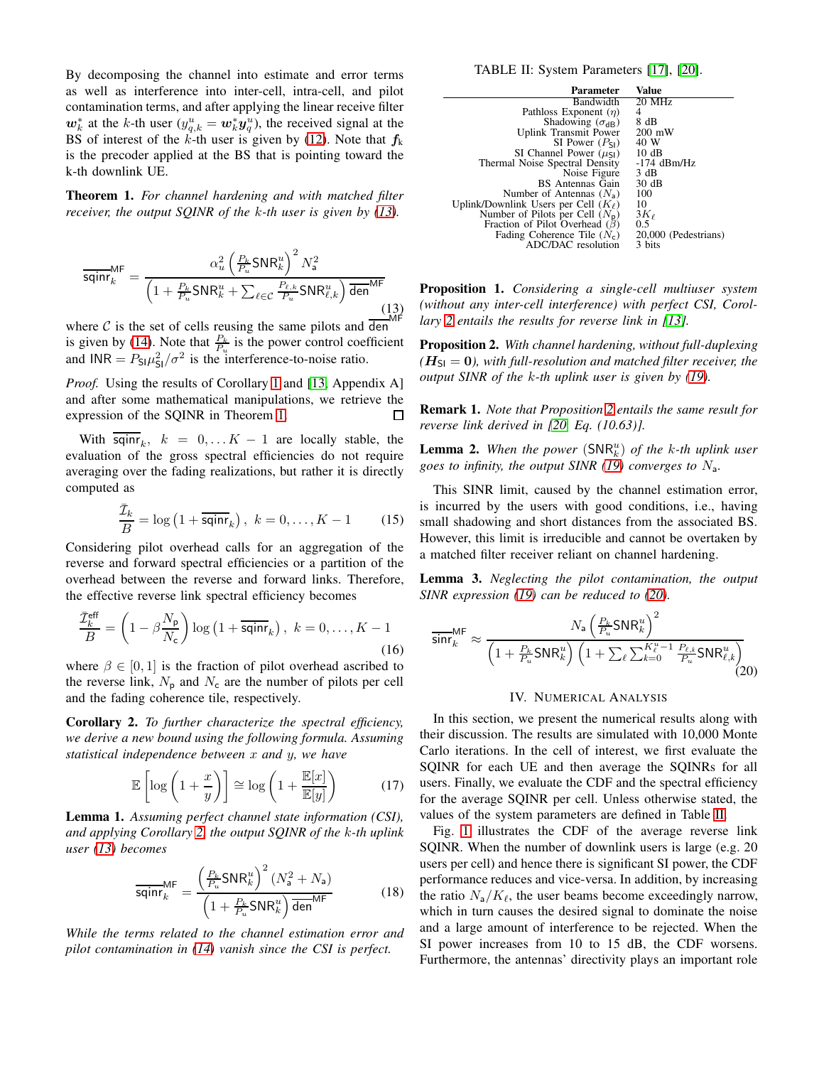By decomposing the channel into estimate and error terms as well as interference into inter-cell, intra-cell, and pilot contamination terms, and after applying the linear receive filter $\boldsymbol{w}_k^*$ at the $k$-th user ($y_{q,k}^u = \boldsymbol{w}_k^* \boldsymbol{y}_q^u$), the received signal at the BS of interest of the $k$-th user is given by (12). Note that $\boldsymbol{f}_k$ is the precoder applied at the BS that is pointing toward the k-th downlink UE.

**Theorem 1.** *For channel hardening and with matched filter receiver, the output SQINR of the $k$-th user is given by (13).*

$$\overline{\mathsf{sqinr}}_k^{\mathsf{MF}} = \frac{\alpha_u^2 \left(\frac{P_k}{P_u}\mathsf{SNR}_k^u\right)^2 N_\mathsf{a}^2}{\left(1 + \frac{P_k}{P_u}\mathsf{SNR}_k^u + \sum_{\ell \in \mathcal{C}} \frac{P_{\ell,k}}{P_u}\mathsf{SNR}_{\ell,k}^u\right)\overline{\mathsf{den}}^{\mathsf{MF}}} \tag{13}$$

where $\mathcal{C}$ is the set of cells reusing the same pilots and $\overline{\mathsf{den}}^{\mathsf{MF}}$ is given by (14). Note that $\frac{P_k}{P_u}$ is the power control coefficient and $\mathsf{INR} = P_{\mathsf{SI}}\mu_{\mathsf{SI}}^2/\sigma^2$ is the interference-to-noise ratio.

*Proof.* Using the results of Corollary 1 and [13, Appendix A] and after some mathematical manipulations, we retrieve the expression of the SQINR in Theorem 1. ∎

With $\overline{\mathsf{sqinr}}_k$, $k = 0, \ldots K-1$ are locally stable, the evaluation of the gross spectral efficiencies do not require averaging over the fading realizations, but rather it is directly computed as

$$\frac{\bar{\mathcal{I}}_k}{B} = \log\left(1 + \overline{\mathsf{sqinr}}_k\right), \ k = 0, \ldots, K-1 \tag{15}$$

Considering pilot overhead calls for an aggregation of the reverse and forward spectral efficiencies or a partition of the overhead between the reverse and forward links. Therefore, the effective reverse link spectral efficiency becomes

$$\frac{\bar{\mathcal{I}}_k^{\mathsf{eff}}}{B} = \left(1 - \beta\frac{N_\mathsf{p}}{N_\mathsf{c}}\right)\log\left(1 + \overline{\mathsf{sqinr}}_k\right), \ k = 0, \ldots, K-1 \tag{16}$$

where $\beta \in [0, 1]$ is the fraction of pilot overhead ascribed to the reverse link, $N_\mathsf{p}$ and $N_\mathsf{c}$ are the number of pilots per cell and the fading coherence tile, respectively.

**Corollary 2.** *To further characterize the spectral efficiency, we derive a new bound using the following formula. Assuming statistical independence between $x$ and $y$, we have*

$$\mathbb{E}\left[\log\left(1 + \frac{x}{y}\right)\right] \cong \log\left(1 + \frac{\mathbb{E}[x]}{\mathbb{E}[y]}\right) \tag{17}$$

**Lemma 1.** *Assuming perfect channel state information (CSI), and applying Corollary 2, the output SQINR of the $k$-th uplink user (13) becomes*

$$\overline{\mathsf{sqinr}}_k^{\mathsf{MF}} = \frac{\left(\frac{P_k}{P_u}\mathsf{SNR}_k^u\right)^2 (N_\mathsf{a}^2 + N_\mathsf{a})}{\left(1 + \frac{P_k}{P_u}\mathsf{SNR}_k^u\right)\overline{\mathsf{den}}^{\mathsf{MF}}} \tag{18}$$

*While the terms related to the channel estimation error and pilot contamination in (14) vanish since the CSI is perfect.*

TABLE II: System Parameters [17], [20].

| Parameter | Value |
|---|---|
| Bandwidth | 20 MHz |
| Pathloss Exponent ($\eta$) | 4 |
| Shadowing ($\sigma_{\mathsf{dB}}$) | 8 dB |
| Uplink Transmit Power | 200 mW |
| SI Power ($P_{\mathsf{SI}}$) | 40 W |
| SI Channel Power ($\mu_{\mathsf{SI}}$) | 10 dB |
| Thermal Noise Spectral Density | -174 dBm/Hz |
| Noise Figure | 3 dB |
| BS Antennas Gain | 30 dB |
| Number of Antennas ($N_\mathsf{a}$) | 100 |
| Uplink/Downlink Users per Cell ($K_\ell$) | 10 |
| Number of Pilots per Cell ($N_\mathsf{p}$) | $3K_\ell$ |
| Fraction of Pilot Overhead ($\beta$) | 0.5 |
| Fading Coherence Tile ($N_\mathsf{c}$) | 20,000 (Pedestrians) |
| ADC/DAC resolution | 3 bits |

**Proposition 1.** *Considering a single-cell multiuser system (without any inter-cell interference) with perfect CSI, Corollary 2 entails the results for reverse link in [13].*

**Proposition 2.** *With channel hardening, without full-duplexing ($\boldsymbol{H}_{\mathsf{SI}} = \boldsymbol{0}$), with full-resolution and matched filter receiver, the output SINR of the $k$-th uplink user is given by (19).*

**Remark 1.** *Note that Proposition 2 entails the same result for reverse link derived in [20, Eq. (10.63)].*

**Lemma 2.** *When the power ($\mathsf{SNR}_k^u$) of the $k$-th uplink user goes to infinity, the output SINR (19) converges to $N_\mathsf{a}$.*

This SINR limit, caused by the channel estimation error, is incurred by the users with good conditions, i.e., having small shadowing and short distances from the associated BS. However, this limit is irreducible and cannot be overtaken by a matched filter receiver reliant on channel hardening.

**Lemma 3.** *Neglecting the pilot contamination, the output SINR expression (19) can be reduced to (20).*

$$\overline{\mathsf{sinr}}_k^{\mathsf{MF}} \approx \frac{N_\mathsf{a}\left(\frac{P_k}{P_u}\mathsf{SNR}_k^u\right)^2}{\left(1 + \frac{P_k}{P_u}\mathsf{SNR}_k^u\right)\left(1 + \sum_\ell \sum_{k=0}^{K_\ell^u - 1} \frac{P_{\ell,k}}{P_u}\mathsf{SNR}_{\ell,k}^u\right)} \tag{20}$$

## IV. Numerical Analysis

In this section, we present the numerical results along with their discussion. The results are simulated with 10,000 Monte Carlo iterations. In the cell of interest, we first evaluate the SQINR for each UE and then average the SQINRs for all users. Finally, we evaluate the CDF and the spectral efficiency for the average SQINR per cell. Unless otherwise stated, the values of the system parameters are defined in Table II.

Fig. 1 illustrates the CDF of the average reverse link SQINR. When the number of downlink users is large (e.g. 20 users per cell) and hence there is significant SI power, the CDF performance reduces and vice-versa. In addition, by increasing the ratio $N_\mathsf{a}/K_\ell$, the user beams become exceedingly narrow, which in turn causes the desired signal to dominate the noise and a large amount of interference to be rejected. When the SI power increases from 10 to 15 dB, the CDF worsens. Furthermore, the antennas' directivity plays an important role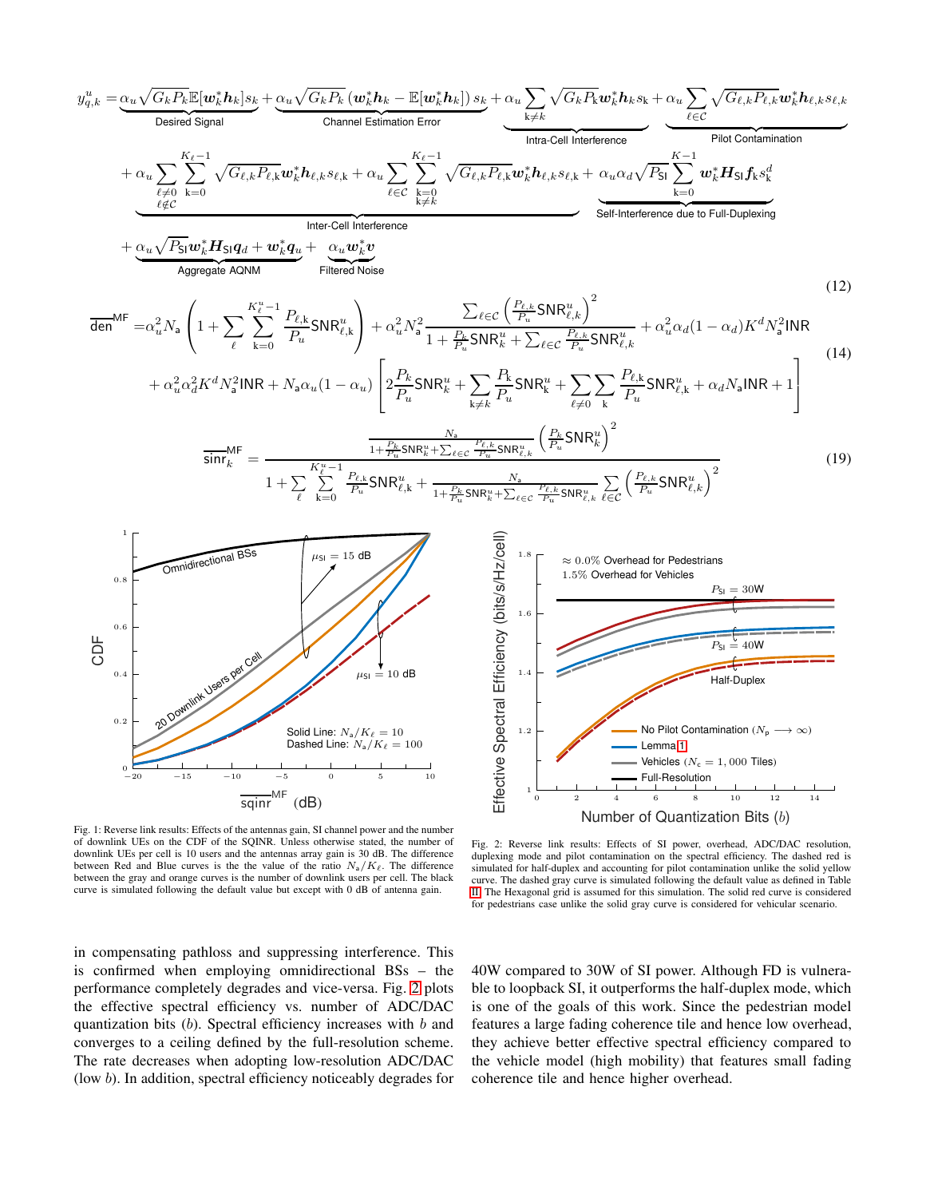$$
\begin{aligned}
y^u_{q,k} =& \underbrace{\alpha_u \sqrt{G_k P_k}\mathbb{E}[\boldsymbol{w}_k^* \boldsymbol{h}_k] s_k}_{\text{Desired Signal}} + \underbrace{\alpha_u \sqrt{G_k P_k}\left(\boldsymbol{w}_k^* \boldsymbol{h}_k - \mathbb{E}[\boldsymbol{w}_k^* \boldsymbol{h}_k]\right) s_k}_{\text{Channel Estimation Error}} + \underbrace{\alpha_u \sum_{\mathrm{k} \neq k} \sqrt{G_{\mathrm{k}} P_{\mathrm{k}}} \boldsymbol{w}_k^* \boldsymbol{h}_{\mathrm{k}} s_{\mathrm{k}}}_{\text{Intra-Cell Interference}} + \underbrace{\alpha_u \sum_{\ell \in \mathcal{C}} \sqrt{G_{\ell,k} P_{\ell,k}} \boldsymbol{w}_k^* \boldsymbol{h}_{\ell,k} s_{\ell,k}}_{\text{Pilot Contamination}} \\
&+ \underbrace{\alpha_u \sum_{\substack{\ell \neq 0 \\ \ell \notin \mathcal{C}}} \sum_{\mathrm{k}=0}^{K_\ell - 1} \sqrt{G_{\ell,\mathrm{k}} P_{\ell,\mathrm{k}}} \boldsymbol{w}_k^* \boldsymbol{h}_{\ell,\mathrm{k}} s_{\ell,\mathrm{k}} + \alpha_u \sum_{\ell \in \mathcal{C}} \sum_{\substack{\mathrm{k}=0 \\ \mathrm{k} \neq k}}^{K_\ell - 1} \sqrt{G_{\ell,\mathrm{k}} P_{\ell,\mathrm{k}}} \boldsymbol{w}_k^* \boldsymbol{h}_{\ell,\mathrm{k}} s_{\ell,\mathrm{k}}}_{\text{Inter-Cell Interference}} + \underbrace{\alpha_u \alpha_d \sqrt{P_{\mathsf{SI}}} \sum_{\mathrm{k}=0}^{K-1} \boldsymbol{w}_k^* \boldsymbol{H}_{\mathsf{SI}} \boldsymbol{f}_{\mathrm{k}} s^d_{\mathrm{k}}}_{\text{Self-Interference due to Full-Duplexing}} \\
&+ \underbrace{\alpha_u \sqrt{P_{\mathsf{SI}}} \boldsymbol{w}_k^* \boldsymbol{H}_{\mathsf{SI}} \boldsymbol{q}_d + \boldsymbol{w}_k^* \boldsymbol{q}_u}_{\text{Aggregate AQNM}} + \underbrace{\alpha_u \boldsymbol{w}_k^* \boldsymbol{v}}_{\text{Filtered Noise}}
\end{aligned} \tag{12}
$$

$$
\begin{aligned}
\overline{\mathsf{den}}^{\mathsf{MF}} =& \alpha_u^2 N_{\mathsf{a}} \left(1 + \sum_{\ell} \sum_{\mathrm{k}=0}^{K_\ell^u - 1} \frac{P_{\ell,\mathrm{k}}}{P_u} \mathsf{SNR}^u_{\ell,\mathrm{k}}\right) + \alpha_u^2 N_{\mathsf{a}}^2 \frac{\sum_{\ell \in \mathcal{C}} \left(\frac{P_{\ell,k}}{P_u} \mathsf{SNR}^u_{\ell,k}\right)^2}{1 + \frac{P_k}{P_u}\mathsf{SNR}^u_k + \sum_{\ell \in \mathcal{C}} \frac{P_{\ell,k}}{P_u}\mathsf{SNR}^u_{\ell,k}} + \alpha_u^2 \alpha_d (1-\alpha_d) K^d N_{\mathsf{a}}^2 \mathsf{INR} \\
&+ \alpha_u^2 \alpha_d^2 K^d N_{\mathsf{a}}^2 \mathsf{INR} + N_{\mathsf{a}} \alpha_u (1-\alpha_u) \left[2 \frac{P_k}{P_u}\mathsf{SNR}^u_k + \sum_{\mathrm{k} \neq k} \frac{P_{\mathrm{k}}}{P_u}\mathsf{SNR}^u_{\mathrm{k}} + \sum_{\ell \neq 0} \sum_{\mathrm{k}} \frac{P_{\ell,\mathrm{k}}}{P_u}\mathsf{SNR}^u_{\ell,\mathrm{k}} + \alpha_d N_{\mathsf{a}} \mathsf{INR} + 1\right]
\end{aligned} \tag{14}
$$

$$
\overline{\mathsf{sinr}}^{\mathsf{MF}}_k = \frac{\frac{N_{\mathsf{a}}}{1 + \frac{P_k}{P_u}\mathsf{SNR}^u_k + \sum_{\ell \in \mathcal{C}} \frac{P_{\ell,k}}{P_u}\mathsf{SNR}^u_{\ell,k}} \left(\frac{P_k}{P_u}\mathsf{SNR}^u_k\right)^2}{1 + \sum_{\ell} \sum_{\mathrm{k}=0}^{K_\ell^u - 1} \frac{P_{\ell,\mathrm{k}}}{P_u}\mathsf{SNR}^u_{\ell,\mathrm{k}} + \frac{N_{\mathsf{a}}}{1 + \frac{P_k}{P_u}\mathsf{SNR}^u_k + \sum_{\ell \in \mathcal{C}} \frac{P_{\ell,k}}{P_u}\mathsf{SNR}^u_{\ell,k}} \sum_{\ell \in \mathcal{C}} \left(\frac{P_{\ell,k}}{P_u}\mathsf{SNR}^u_{\ell,k}\right)^2} \tag{19}
$$

Fig. 1: Reverse link results: Effects of the antennas gain, SI channel power and the number of downlink UEs on the CDF of the SQINR. Unless otherwise stated, the number of downlink UEs per cell is 10 users and the antennas array gain is 30 dB. The difference between Red and Blue curves is the the value of the ratio $N_{\mathsf{a}}/K_\ell$. The difference between the gray and orange curves is the number of downlink users per cell. The black curve is simulated following the default value but except with 0 dB of antenna gain.

Fig. 2: Reverse link results: Effects of SI power, overhead, ADC/DAC resolution, duplexing mode and pilot contamination on the spectral efficiency. The dashed red is simulated for half-duplex and accounting for pilot contamination unlike the solid yellow curve. The dashed gray curve is simulated following the default value as defined in Table III. The Hexagonal grid is assumed for this simulation. The solid red curve is considered for pedestrians case unlike the solid gray curve is considered for vehicular scenario.

in compensating pathloss and suppressing interference. This is confirmed when employing omnidirectional BSs – the performance completely degrades and vice-versa. Fig. 2 plots the effective spectral efficiency vs. number of ADC/DAC quantization bits ($b$). Spectral efficiency increases with $b$ and converges to a ceiling defined by the full-resolution scheme. The rate decreases when adopting low-resolution ADC/DAC (low $b$). In addition, spectral efficiency noticeably degrades for 40W compared to 30W of SI power. Although FD is vulnerable to loopback SI, it outperforms the half-duplex mode, which is one of the goals of this work. Since the pedestrian model features a large fading coherence tile and hence low overhead, they achieve better effective spectral efficiency compared to the vehicle model (high mobility) that features small fading coherence tile and hence higher overhead.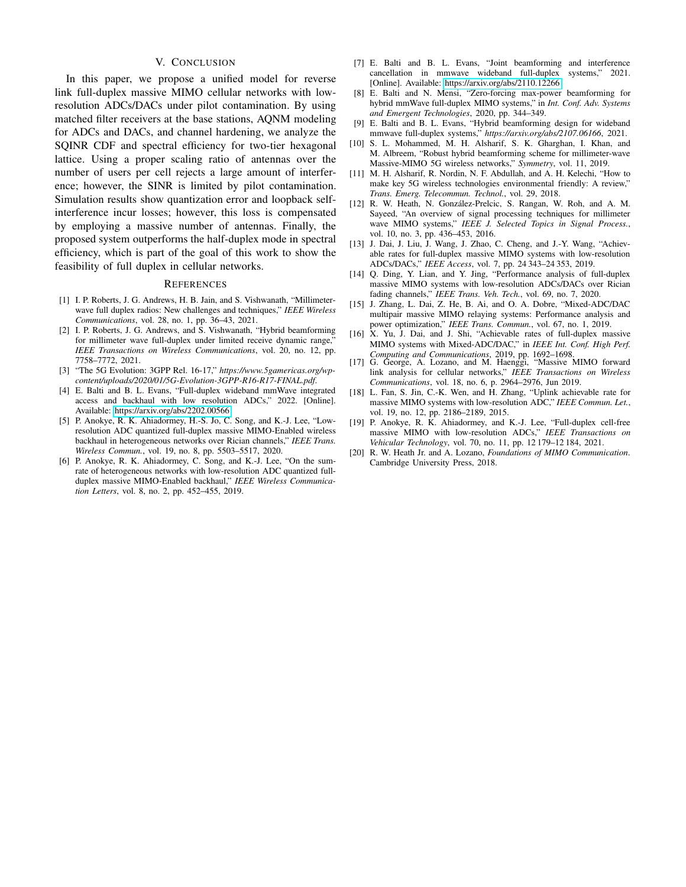## V. Conclusion

In this paper, we propose a unified model for reverse link full-duplex massive MIMO cellular networks with low-resolution ADCs/DACs under pilot contamination. By using matched filter receivers at the base stations, AQNM modeling for ADCs and DACs, and channel hardening, we analyze the SQINR CDF and spectral efficiency for two-tier hexagonal lattice. Using a proper scaling ratio of antennas over the number of users per cell rejects a large amount of interference; however, the SINR is limited by pilot contamination. Simulation results show quantization error and loopback self-interference incur losses; however, this loss is compensated by employing a massive number of antennas. Finally, the proposed system outperforms the half-duplex mode in spectral efficiency, which is part of the goal of this work to show the feasibility of full duplex in cellular networks.

## References

[1] I. P. Roberts, J. G. Andrews, H. B. Jain, and S. Vishwanath, "Millimeter-wave full duplex radios: New challenges and techniques," *IEEE Wireless Communications*, vol. 28, no. 1, pp. 36–43, 2021.

[2] I. P. Roberts, J. G. Andrews, and S. Vishwanath, "Hybrid beamforming for millimeter wave full-duplex under limited receive dynamic range," *IEEE Transactions on Wireless Communications*, vol. 20, no. 12, pp. 7758–7772, 2021.

[3] "The 5G Evolution: 3GPP Rel. 16-17," *https://www.5gamericas.org/wp-content/uploads/2020/01/5G-Evolution-3GPP-R16-R17-FINAL.pdf*.

[4] E. Balti and B. L. Evans, "Full-duplex wideband mmWave integrated access and backhaul with low resolution ADCs," 2022. [Online]. Available: https://arxiv.org/abs/2202.00566

[5] P. Anokye, R. K. Ahiadormey, H.-S. Jo, C. Song, and K.-J. Lee, "Low-resolution ADC quantized full-duplex massive MIMO-Enabled wireless backhaul in heterogeneous networks over Rician channels," *IEEE Trans. Wireless Commun.*, vol. 19, no. 8, pp. 5503–5517, 2020.

[6] P. Anokye, R. K. Ahiadormey, C. Song, and K.-J. Lee, "On the sum-rate of heterogeneous networks with low-resolution ADC quantized full-duplex massive MIMO-Enabled backhaul," *IEEE Wireless Communication Letters*, vol. 8, no. 2, pp. 452–455, 2019.

[7] E. Balti and B. L. Evans, "Joint beamforming and interference cancellation in mmwave wideband full-duplex systems," 2021. [Online]. Available: https://arxiv.org/abs/2110.12266

[8] E. Balti and N. Mensi, "Zero-forcing max-power beamforming for hybrid mmWave full-duplex MIMO systems," in *Int. Conf. Adv. Systems and Emergent Technologies*, 2020, pp. 344–349.

[9] E. Balti and B. L. Evans, "Hybrid beamforming design for wideband mmwave full-duplex systems," *https://arxiv.org/abs/2107.06166*, 2021.

[10] S. L. Mohammed, M. H. Alsharif, S. K. Gharghan, I. Khan, and M. Albreem, "Robust hybrid beamforming scheme for millimeter-wave Massive-MIMO 5G wireless networks," *Symmetry*, vol. 11, 2019.

[11] M. H. Alsharif, R. Nordin, N. F. Abdullah, and A. H. Kelechi, "How to make key 5G wireless technologies environmental friendly: A review," *Trans. Emerg. Telecommun. Technol.*, vol. 29, 2018.

[12] R. W. Heath, N. González-Prelcic, S. Rangan, W. Roh, and A. M. Sayeed, "An overview of signal processing techniques for millimeter wave MIMO systems," *IEEE J. Selected Topics in Signal Process.*, vol. 10, no. 3, pp. 436–453, 2016.

[13] J. Dai, J. Liu, J. Wang, J. Zhao, C. Cheng, and J.-Y. Wang, "Achievable rates for full-duplex massive MIMO systems with low-resolution ADCs/DACs," *IEEE Access*, vol. 7, pp. 24 343–24 353, 2019.

[14] Q. Ding, Y. Lian, and Y. Jing, "Performance analysis of full-duplex massive MIMO systems with low-resolution ADCs/DACs over Rician fading channels," *IEEE Trans. Veh. Tech.*, vol. 69, no. 7, 2020.

[15] J. Zhang, L. Dai, Z. He, B. Ai, and O. A. Dobre, "Mixed-ADC/DAC multipair massive MIMO relaying systems: Performance analysis and power optimization," *IEEE Trans. Commun.*, vol. 67, no. 1, 2019.

[16] X. Yu, J. Dai, and J. Shi, "Achievable rates of full-duplex massive MIMO systems with Mixed-ADC/DAC," in *IEEE Int. Conf. High Perf. Computing and Communications*, 2019, pp. 1692–1698.

[17] G. George, A. Lozano, and M. Haenggi, "Massive MIMO forward link analysis for cellular networks," *IEEE Transactions on Wireless Communications*, vol. 18, no. 6, p. 2964–2976, Jun 2019.

[18] L. Fan, S. Jin, C.-K. Wen, and H. Zhang, "Uplink achievable rate for massive MIMO systems with low-resolution ADC," *IEEE Commun. Let.*, vol. 19, no. 12, pp. 2186–2189, 2015.

[19] P. Anokye, R. K. Ahiadormey, and K.-J. Lee, "Full-duplex cell-free massive MIMO with low-resolution ADCs," *IEEE Transactions on Vehicular Technology*, vol. 70, no. 11, pp. 12 179–12 184, 2021.

[20] R. W. Heath Jr. and A. Lozano, *Foundations of MIMO Communication*. Cambridge University Press, 2018.